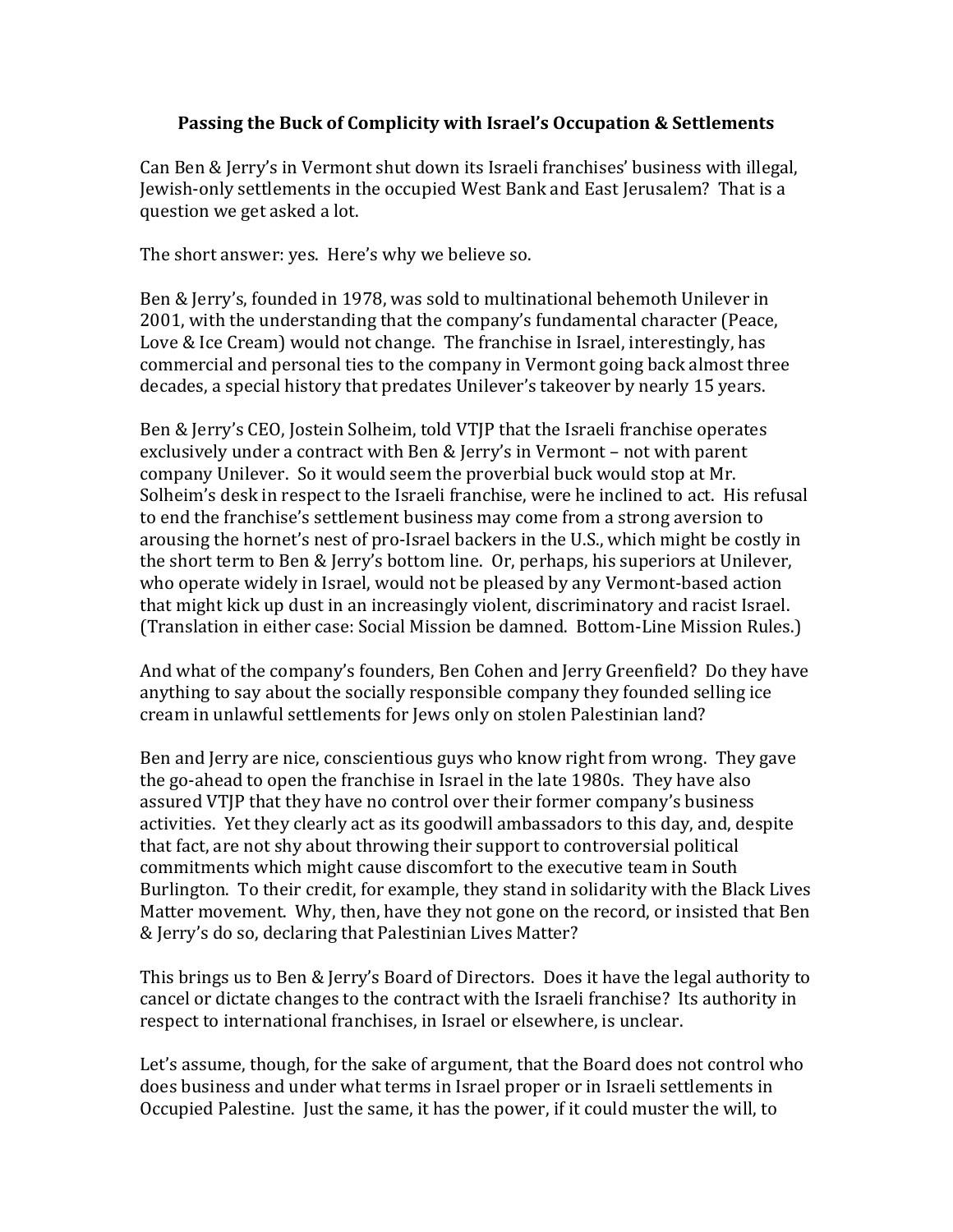# Passing the Buck of Complicity with Israel's Occupation & Settlements

Can Ben & Jerry's in Vermont shut down its Israeli franchises' business with illegal, Jewish-only settlements in the occupied West Bank and East Jerusalem? That is a question we get asked a lot.

The short answer: yes. Here's why we believe so.

Ben & Jerry's, founded in 1978, was sold to multinational behemoth Unilever in 2001, with the understanding that the company's fundamental character (Peace, Love & Ice Cream) would not change. The franchise in Israel, interestingly, has commercial and personal ties to the company in Vermont going back almost three decades, a special history that predates Unilever's takeover by nearly 15 years.

Ben & Jerry's CEO, Jostein Solheim, told VTJP that the Israeli franchise operates exclusively under a contract with Ben & Jerry's in Vermont – not with parent company Unilever. So it would seem the proverbial buck would stop at Mr. Solheim's desk in respect to the Israeli franchise, were he inclined to act. His refusal to end the franchise's settlement business may come from a strong aversion to arousing the hornet's nest of pro-Israel backers in the U.S., which might be costly in the short term to Ben & Jerry's bottom line. Or, perhaps, his superiors at Unilever, who operate widely in Israel, would not be pleased by any Vermont-based action that might kick up dust in an increasingly violent, discriminatory and racist Israel. (Translation in either case: Social Mission be damned. Bottom-Line Mission Rules.)

And what of the company's founders, Ben Cohen and Jerry Greenfield? Do they have anything to say about the socially responsible company they founded selling ice cream in unlawful settlements for Jews only on stolen Palestinian land?

Ben and Jerry are nice, conscientious guys who know right from wrong. They gave the go-ahead to open the franchise in Israel in the late 1980s. They have also assured VTJP that they have no control over their former company's business activities. Yet they clearly act as its goodwill ambassadors to this day, and, despite that fact, are not shy about throwing their support to controversial political commitments which might cause discomfort to the executive team in South Burlington. To their credit, for example, they stand in solidarity with the Black Lives Matter movement. Why, then, have they not gone on the record, or insisted that Ben & Jerry's do so, declaring that Palestinian Lives Matter?

This brings us to Ben & Jerry's Board of Directors. Does it have the legal authority to cancel or dictate changes to the contract with the Israeli franchise? Its authority in respect to international franchises, in Israel or elsewhere, is unclear.

Let's assume, though, for the sake of argument, that the Board does not control who does business and under what terms in Israel proper or in Israeli settlements in Occupied Palestine. Just the same, it has the power, if it could muster the will, to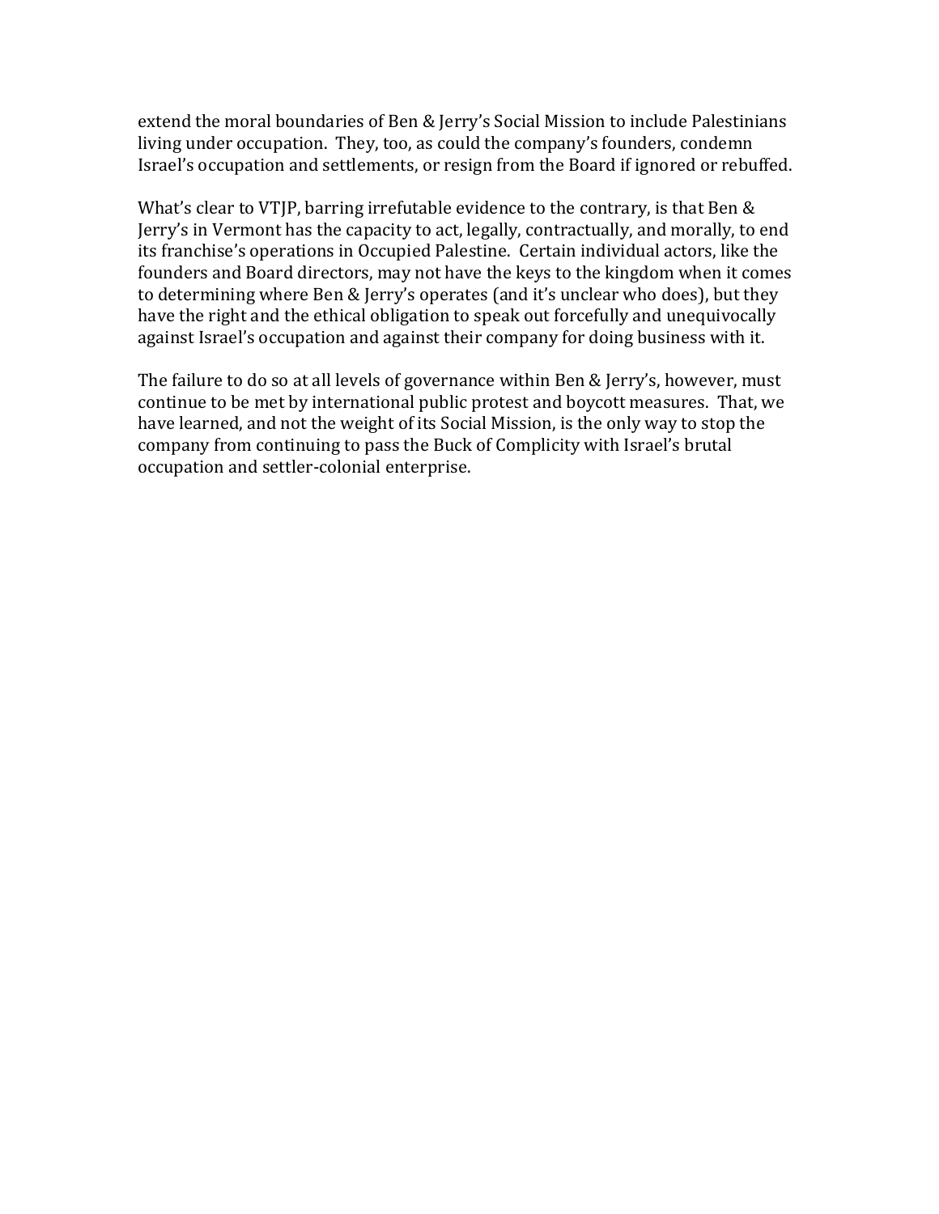extend the moral boundaries of Ben & Jerry's Social Mission to include Palestinians living under occupation. They, too, as could the company's founders, condemn Israel's occupation and settlements, or resign from the Board if ignored or rebuffed.

What's clear to VTJP, barring irrefutable evidence to the contrary, is that Ben & Jerry's in Vermont has the capacity to act, legally, contractually, and morally, to end its franchise's operations in Occupied Palestine. Certain individual actors, like the founders and Board directors, may not have the keys to the kingdom when it comes to determining where Ben & Jerry's operates (and it's unclear who does), but they have the right and the ethical obligation to speak out forcefully and unequivocally against Israel's occupation and against their company for doing business with it.

The failure to do so at all levels of governance within Ben & Jerry's, however, must continue to be met by international public protest and boycott measures. That, we have learned, and not the weight of its Social Mission, is the only way to stop the company from continuing to pass the Buck of Complicity with Israel's brutal occupation and settler-colonial enterprise.